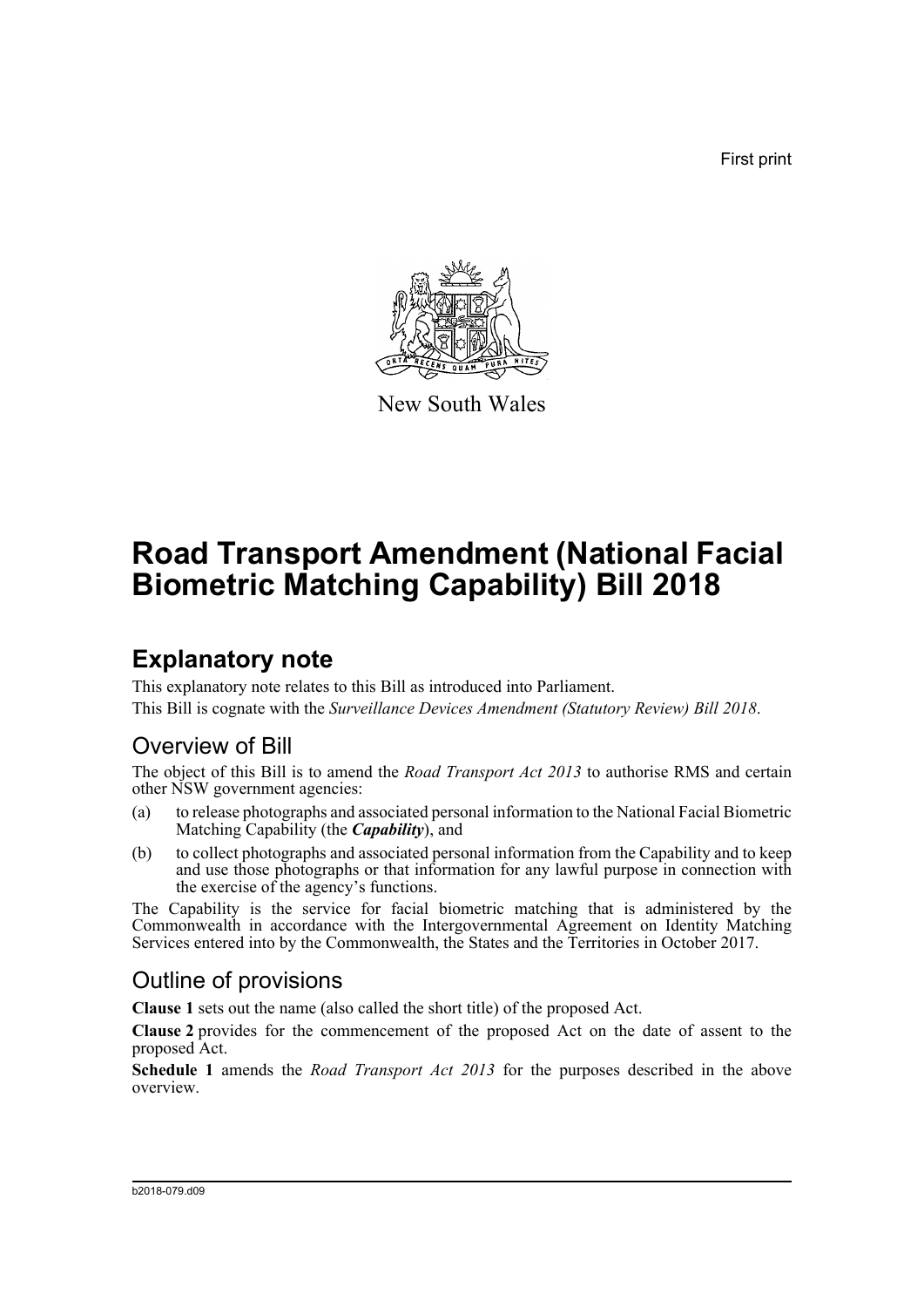First print

New South Wales

# Road Transport Amendment (National Facial Biometric Matching Capability) Bill 2018

## Explanatory note

This explanatory note relates to this Bill as introduced into Parliament.

This Bill is cognate with the *Surveillance Devices Amendment (Statutory Review) Bill 2018*.

### Overview of Bill

The object of this Bill is to amend the *Road Transport Act 2013* to authorise RMS and certain other NSW government agencies:

(a) to release photographs and associated personal information to the National Facial Biometric Matching Capability (the ***Capability***), and

(b) to collect photographs and associated personal information from the Capability and to keep and use those photographs or that information for any lawful purpose in connection with the exercise of the agency's functions.

The Capability is the service for facial biometric matching that is administered by the Commonwealth in accordance with the Intergovernmental Agreement on Identity Matching Services entered into by the Commonwealth, the States and the Territories in October 2017.

### Outline of provisions

**Clause 1** sets out the name (also called the short title) of the proposed Act.

**Clause 2** provides for the commencement of the proposed Act on the date of assent to the proposed Act.

**Schedule 1** amends the *Road Transport Act 2013* for the purposes described in the above overview.

b2018-079.d09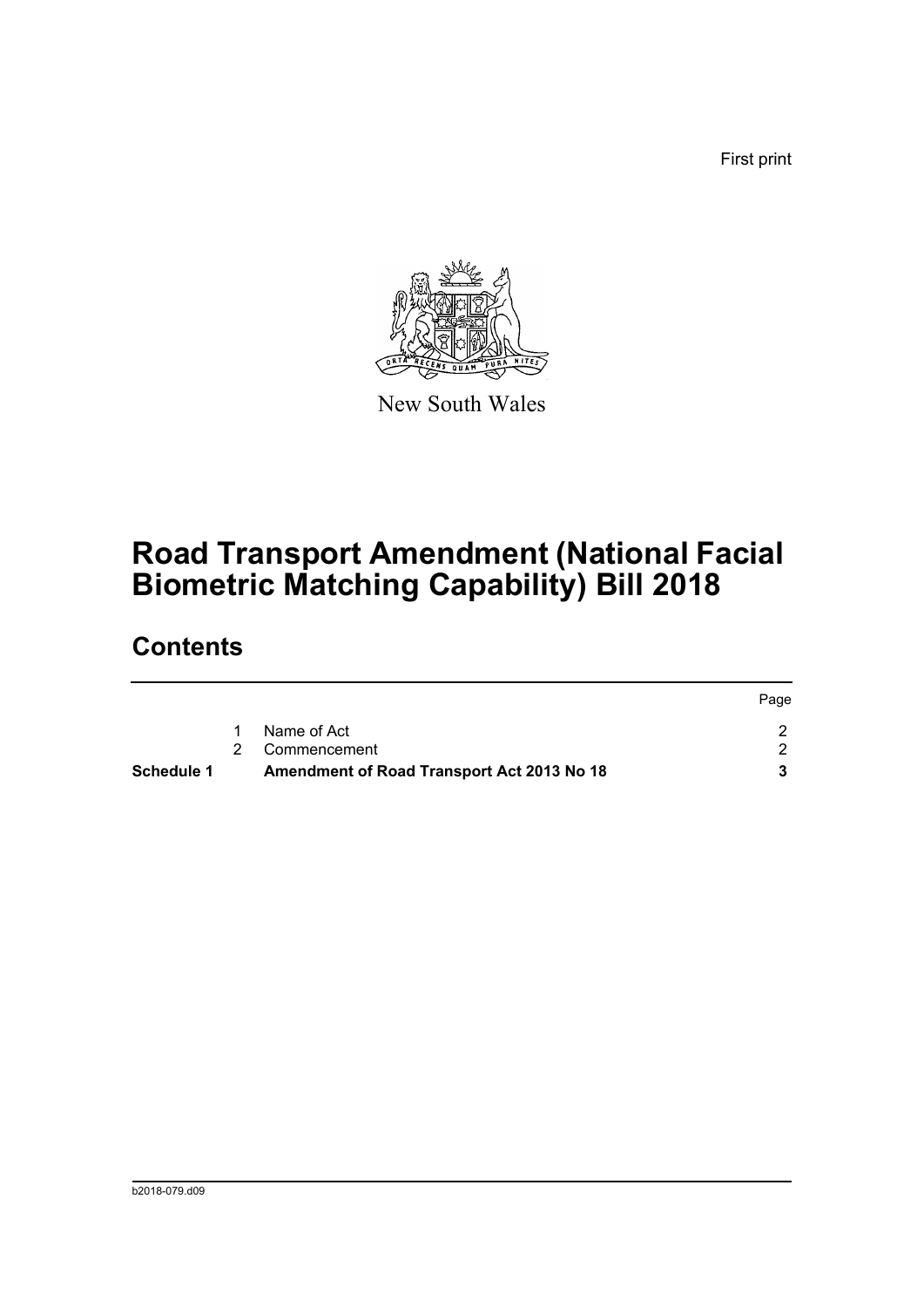First print

New South Wales

# Road Transport Amendment (National Facial Biometric Matching Capability) Bill 2018

## Contents

| | | | Page |
|---|---|---|---|
| | 1 | Name of Act | 2 |
| | 2 | Commencement | 2 |
| **Schedule 1** | | **Amendment of Road Transport Act 2013 No 18** | **3** |

b2018-079.d09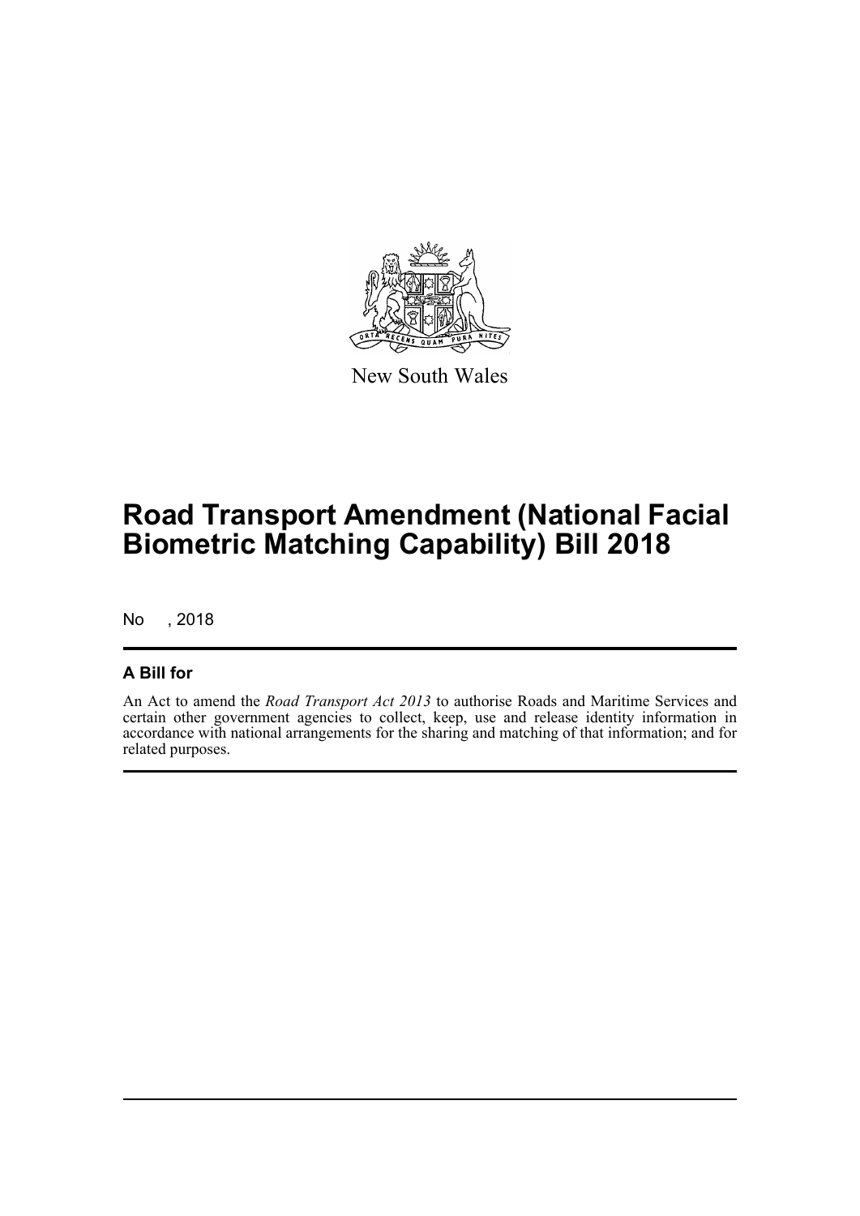New South Wales

# Road Transport Amendment (National Facial Biometric Matching Capability) Bill 2018

No , 2018

## A Bill for

An Act to amend the *Road Transport Act 2013* to authorise Roads and Maritime Services and certain other government agencies to collect, keep, use and release identity information in accordance with national arrangements for the sharing and matching of that information; and for related purposes.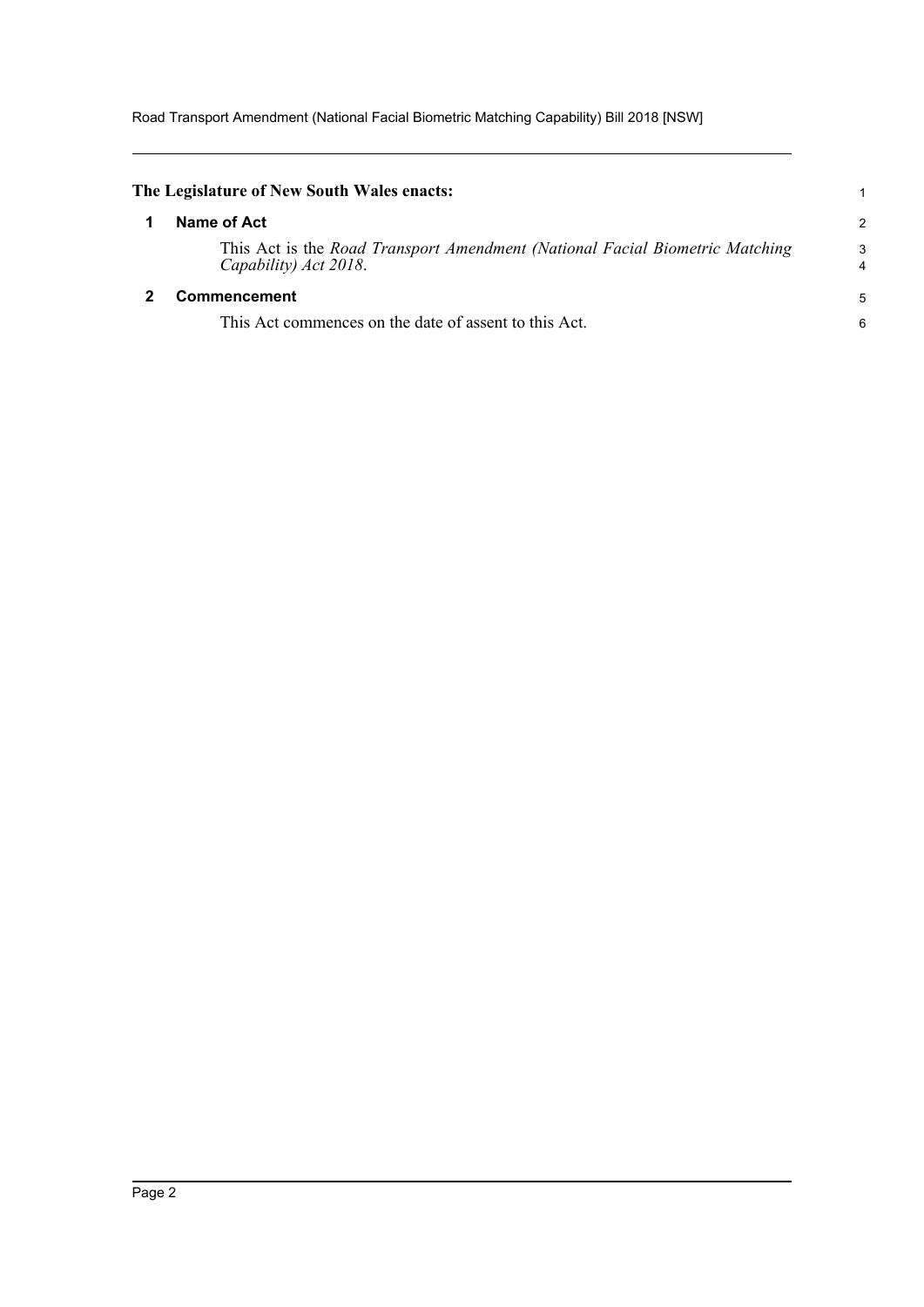**The Legislature of New South Wales enacts:**

## 1 Name of Act

This Act is the *Road Transport Amendment (National Facial Biometric Matching Capability) Act 2018*.

## 2 Commencement

This Act commences on the date of assent to this Act.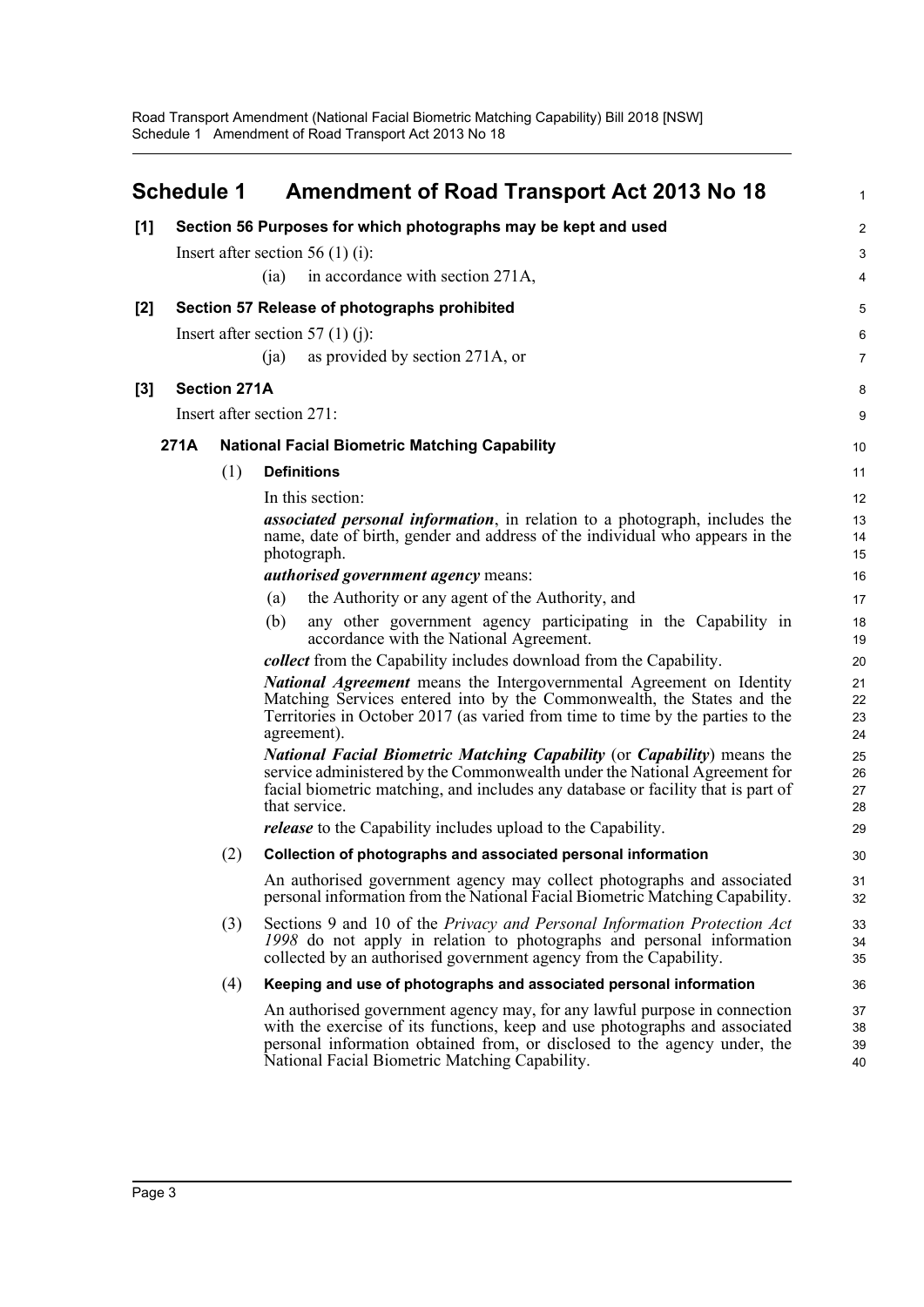# Schedule 1 Amendment of Road Transport Act 2013 No 18

## [1] Section 56 Purposes for which photographs may be kept and used

Insert after section 56 (1) (i):

(ia) in accordance with section 271A,

## [2] Section 57 Release of photographs prohibited

Insert after section 57 (1) (j):

(ja) as provided by section 271A, or

## [3] Section 271A

Insert after section 271:

### 271A National Facial Biometric Matching Capability

(1) **Definitions**

In this section:

***associated personal information***, in relation to a photograph, includes the name, date of birth, gender and address of the individual who appears in the photograph.

***authorised government agency*** means:

(a) the Authority or any agent of the Authority, and

(b) any other government agency participating in the Capability in accordance with the National Agreement.

***collect*** from the Capability includes download from the Capability.

***National Agreement*** means the Intergovernmental Agreement on Identity Matching Services entered into by the Commonwealth, the States and the Territories in October 2017 (as varied from time to time by the parties to the agreement).

***National Facial Biometric Matching Capability*** (or ***Capability***) means the service administered by the Commonwealth under the National Agreement for facial biometric matching, and includes any database or facility that is part of that service.

***release*** to the Capability includes upload to the Capability.

(2) **Collection of photographs and associated personal information**

An authorised government agency may collect photographs and associated personal information from the National Facial Biometric Matching Capability.

(3) Sections 9 and 10 of the *Privacy and Personal Information Protection Act 1998* do not apply in relation to photographs and personal information collected by an authorised government agency from the Capability.

(4) **Keeping and use of photographs and associated personal information**

An authorised government agency may, for any lawful purpose in connection with the exercise of its functions, keep and use photographs and associated personal information obtained from, or disclosed to the agency under, the National Facial Biometric Matching Capability.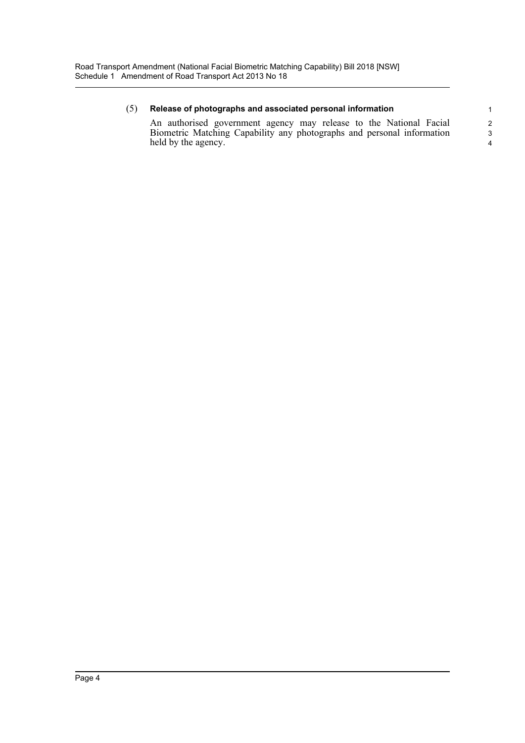(5) **Release of photographs and associated personal information**

An authorised government agency may release to the National Facial Biometric Matching Capability any photographs and personal information held by the agency.